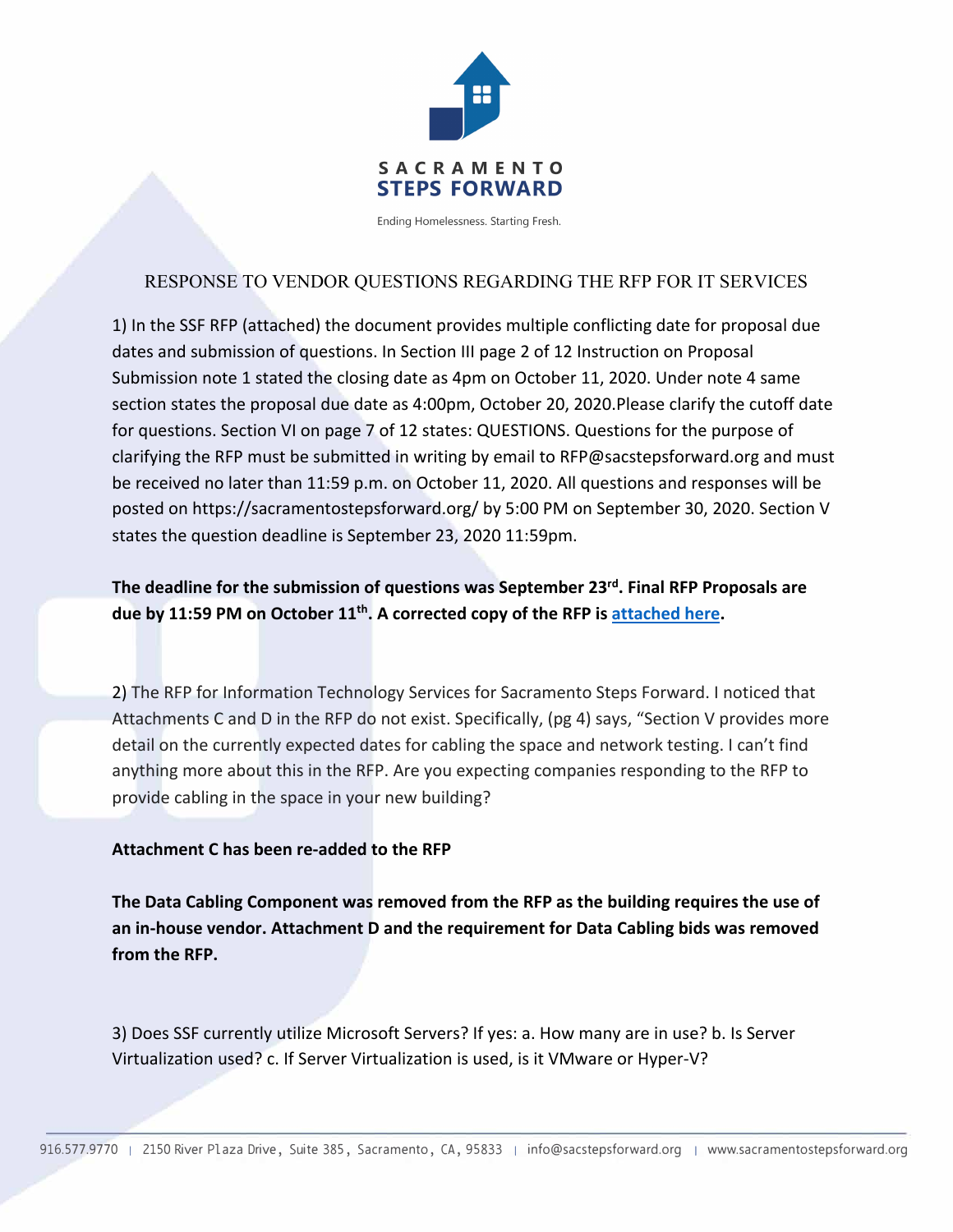SACRAMENTO
STEPS FORWARD

Ending Homelessness. Starting Fresh.

# RESPONSE TO VENDOR QUESTIONS REGARDING THE RFP FOR IT SERVICES

1) In the SSF RFP (attached) the document provides multiple conflicting date for proposal due dates and submission of questions. In Section III page 2 of 12 Instruction on Proposal Submission note 1 stated the closing date as 4pm on October 11, 2020. Under note 4 same section states the proposal due date as 4:00pm, October 20, 2020.Please clarify the cutoff date for questions. Section VI on page 7 of 12 states: QUESTIONS. Questions for the purpose of clarifying the RFP must be submitted in writing by email to RFP@sacstepsforward.org and must be received no later than 11:59 p.m. on October 11, 2020. All questions and responses will be posted on https://sacramentostepsforward.org/ by 5:00 PM on September 30, 2020. Section V states the question deadline is September 23, 2020 11:59pm.

**The deadline for the submission of questions was September 23rd. Final RFP Proposals are due by 11:59 PM on October 11th. A corrected copy of the RFP is attached here.**

2) The RFP for Information Technology Services for Sacramento Steps Forward. I noticed that Attachments C and D in the RFP do not exist. Specifically, (pg 4) says, "Section V provides more detail on the currently expected dates for cabling the space and network testing. I can't find anything more about this in the RFP. Are you expecting companies responding to the RFP to provide cabling in the space in your new building?

**Attachment C has been re-added to the RFP**

**The Data Cabling Component was removed from the RFP as the building requires the use of an in-house vendor. Attachment D and the requirement for Data Cabling bids was removed from the RFP.**

3) Does SSF currently utilize Microsoft Servers? If yes: a. How many are in use? b. Is Server Virtualization used? c. If Server Virtualization is used, is it VMware or Hyper-V?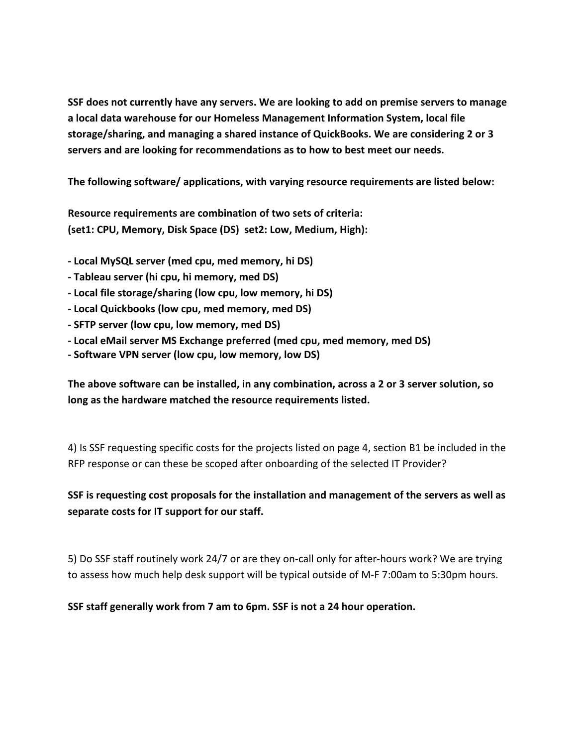**SSF does not currently have any servers. We are looking to add on premise servers to manage a local data warehouse for our Homeless Management Information System, local file storage/sharing, and managing a shared instance of QuickBooks. We are considering 2 or 3 servers and are looking for recommendations as to how to best meet our needs.**

**The following software/ applications, with varying resource requirements are listed below:**

**Resource requirements are combination of two sets of criteria:**
**(set1: CPU, Memory, Disk Space (DS) set2: Low, Medium, High):**

**- Local MySQL server (med cpu, med memory, hi DS)**
**- Tableau server (hi cpu, hi memory, med DS)**
**- Local file storage/sharing (low cpu, low memory, hi DS)**
**- Local Quickbooks (low cpu, med memory, med DS)**
**- SFTP server (low cpu, low memory, med DS)**
**- Local eMail server MS Exchange preferred (med cpu, med memory, med DS)**
**- Software VPN server (low cpu, low memory, low DS)**

**The above software can be installed, in any combination, across a 2 or 3 server solution, so long as the hardware matched the resource requirements listed.**

4) Is SSF requesting specific costs for the projects listed on page 4, section B1 be included in the RFP response or can these be scoped after onboarding of the selected IT Provider?

**SSF is requesting cost proposals for the installation and management of the servers as well as separate costs for IT support for our staff.**

5) Do SSF staff routinely work 24/7 or are they on-call only for after-hours work? We are trying to assess how much help desk support will be typical outside of M-F 7:00am to 5:30pm hours.

**SSF staff generally work from 7 am to 6pm. SSF is not a 24 hour operation.**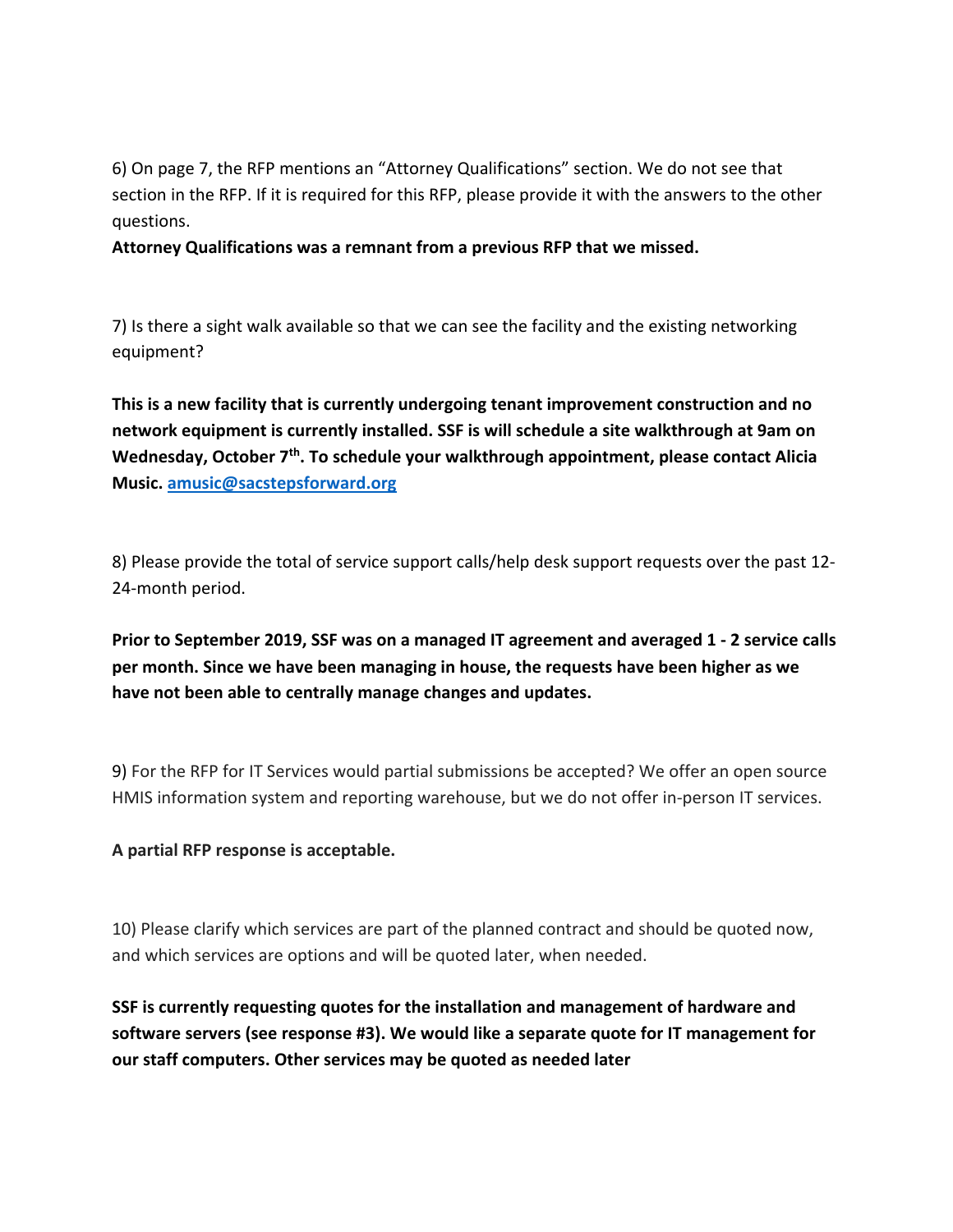6) On page 7, the RFP mentions an "Attorney Qualifications" section. We do not see that section in the RFP. If it is required for this RFP, please provide it with the answers to the other questions.

**Attorney Qualifications was a remnant from a previous RFP that we missed.**

7) Is there a sight walk available so that we can see the facility and the existing networking equipment?

**This is a new facility that is currently undergoing tenant improvement construction and no network equipment is currently installed. SSF is will schedule a site walkthrough at 9am on Wednesday, October 7th. To schedule your walkthrough appointment, please contact Alicia Music. amusic@sacstepsforward.org**

8) Please provide the total of service support calls/help desk support requests over the past 12-24-month period.

**Prior to September 2019, SSF was on a managed IT agreement and averaged 1 - 2 service calls per month. Since we have been managing in house, the requests have been higher as we have not been able to centrally manage changes and updates.**

9) For the RFP for IT Services would partial submissions be accepted? We offer an open source HMIS information system and reporting warehouse, but we do not offer in-person IT services.

**A partial RFP response is acceptable.**

10) Please clarify which services are part of the planned contract and should be quoted now, and which services are options and will be quoted later, when needed.

**SSF is currently requesting quotes for the installation and management of hardware and software servers (see response #3). We would like a separate quote for IT management for our staff computers. Other services may be quoted as needed later**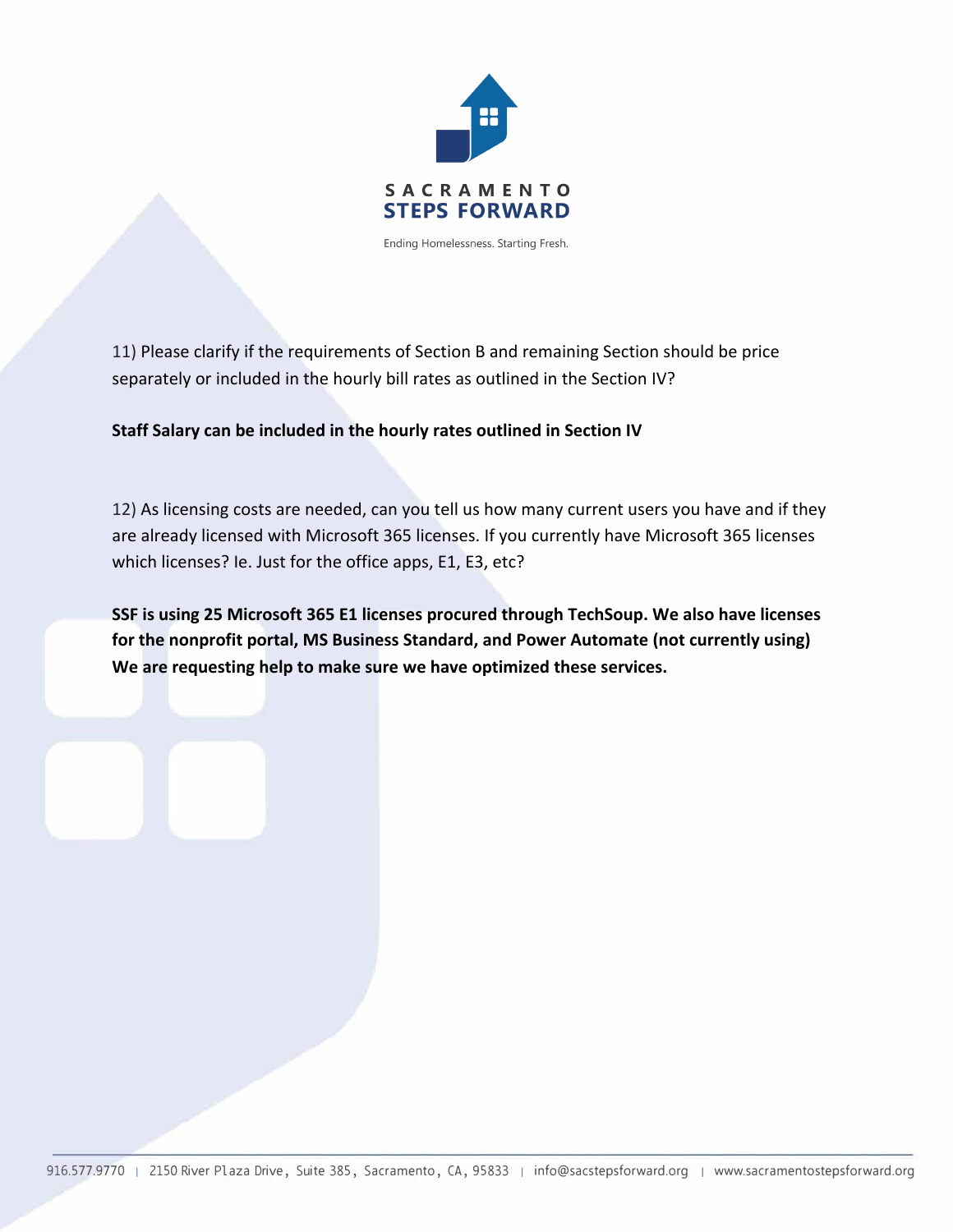11) Please clarify if the requirements of Section B and remaining Section should be price separately or included in the hourly bill rates as outlined in the Section IV?

**Staff Salary can be included in the hourly rates outlined in Section IV**

12) As licensing costs are needed, can you tell us how many current users you have and if they are already licensed with Microsoft 365 licenses. If you currently have Microsoft 365 licenses which licenses? Ie. Just for the office apps, E1, E3, etc?

**SSF is using 25 Microsoft 365 E1 licenses procured through TechSoup. We also have licenses for the nonprofit portal, MS Business Standard, and Power Automate (not currently using) We are requesting help to make sure we have optimized these services.**